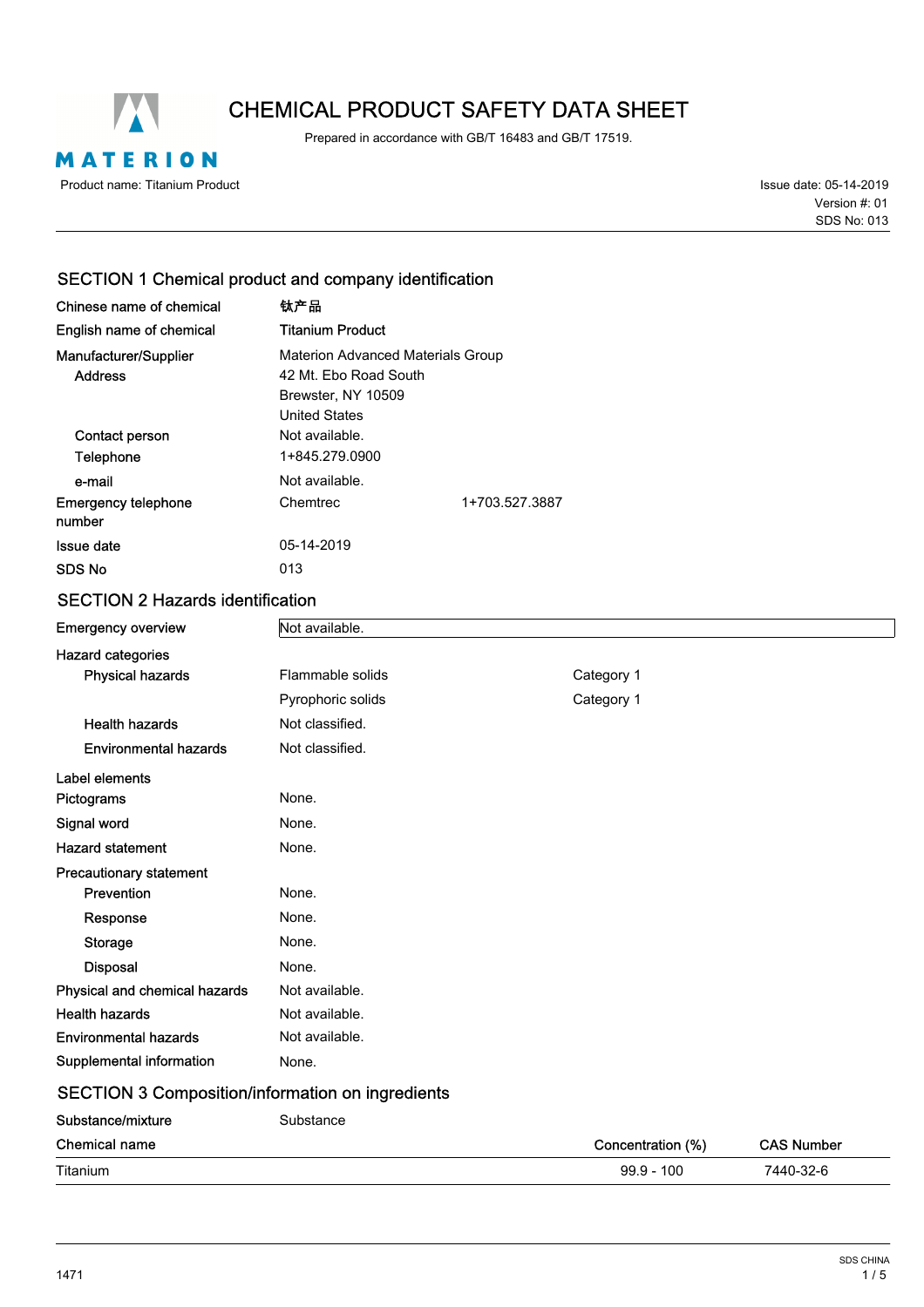# CHEMICAL PRODUCT SAFETY DATA SHEET

Prepared in accordance with GB/T 16483 and GB/T 17519.

Product name: Titanium Product

Issue date: 05-14-2019
Version #: 01
SDS No: 013

## SECTION 1 Chemical product and company identification

| | |
|---|---|
| Chinese name of chemical | 钛产品 |
| English name of chemical | Titanium Product |
| Manufacturer/Supplier | Materion Advanced Materials Group |
| Address | 42 Mt. Ebo Road South<br>Brewster, NY 10509<br>United States |
| Contact person | Not available. |
| Telephone | 1+845.279.0900 |
| e-mail | Not available. |
| Emergency telephone number | Chemtrec 1+703.527.3887 |
| Issue date | 05-14-2019 |
| SDS No | 013 |

## SECTION 2 Hazards identification

| | | |
|---|---|---|
| Emergency overview | Not available. | |
| **Hazard categories** | | |
| Physical hazards | Flammable solids | Category 1 |
| | Pyrophoric solids | Category 1 |
| Health hazards | Not classified. | |
| Environmental hazards | Not classified. | |
| **Label elements** | | |
| Pictograms | None. | |
| Signal word | None. | |
| Hazard statement | None. | |
| **Precautionary statement** | | |
| Prevention | None. | |
| Response | None. | |
| Storage | None. | |
| Disposal | None. | |
| Physical and chemical hazards | Not available. | |
| Health hazards | Not available. | |
| Environmental hazards | Not available. | |
| Supplemental information | None. | |

## SECTION 3 Composition/information on ingredients

Substance/mixture: Substance

| Chemical name | Concentration (%) | CAS Number |
|---|---|---|
| Titanium | 99.9 - 100 | 7440-32-6 |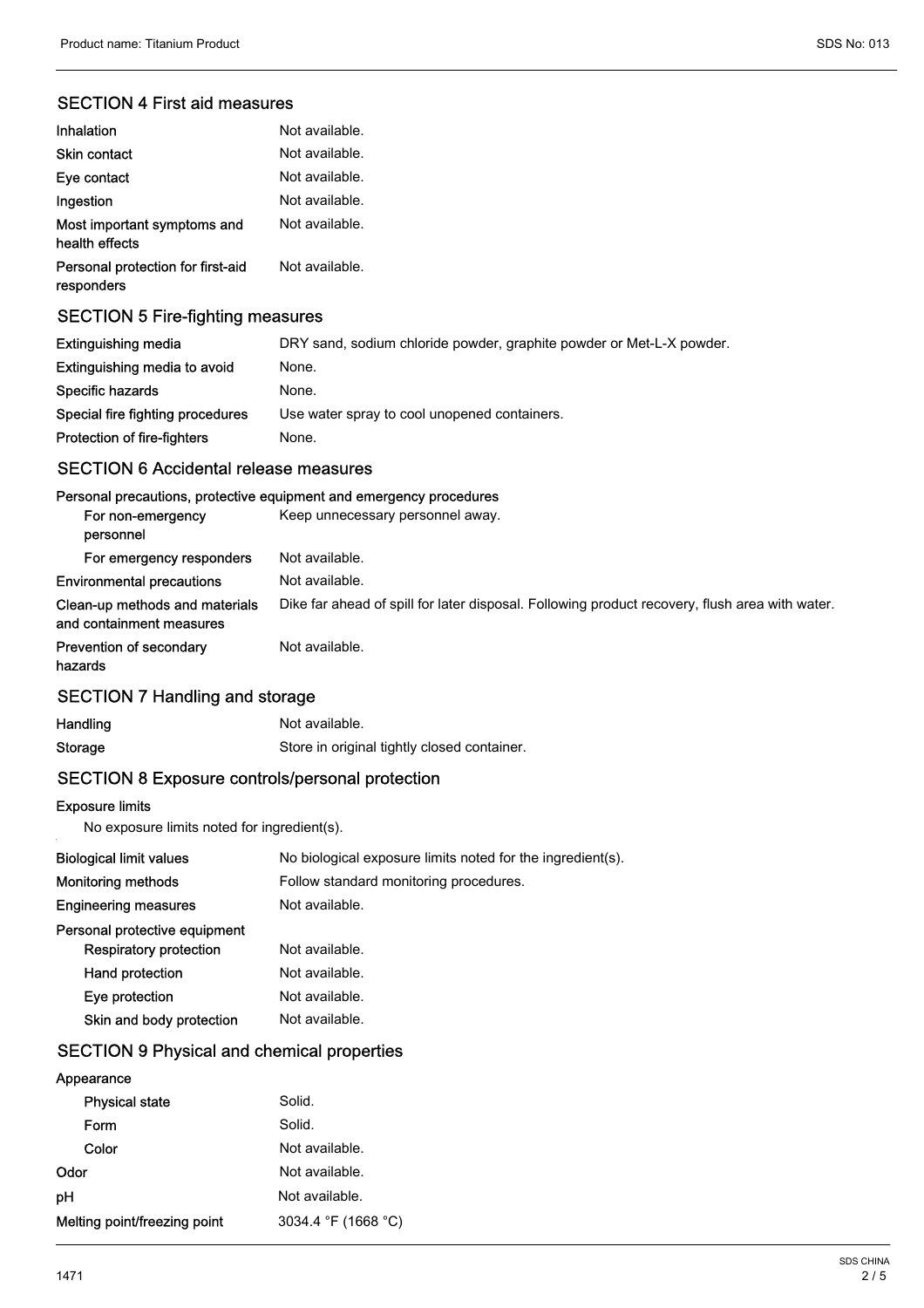## SECTION 4 First aid measures

| | |
|---|---|
| Inhalation | Not available. |
| Skin contact | Not available. |
| Eye contact | Not available. |
| Ingestion | Not available. |
| Most important symptoms and health effects | Not available. |
| Personal protection for first-aid responders | Not available. |

## SECTION 5 Fire-fighting measures

| | |
|---|---|
| Extinguishing media | DRY sand, sodium chloride powder, graphite powder or Met-L-X powder. |
| Extinguishing media to avoid | None. |
| Specific hazards | None. |
| Special fire fighting procedures | Use water spray to cool unopened containers. |
| Protection of fire-fighters | None. |

## SECTION 6 Accidental release measures

**Personal precautions, protective equipment and emergency procedures**

| | |
|---|---|
| For non-emergency personnel | Keep unnecessary personnel away. |
| For emergency responders | Not available. |
| Environmental precautions | Not available. |
| Clean-up methods and materials and containment measures | Dike far ahead of spill for later disposal. Following product recovery, flush area with water. |
| Prevention of secondary hazards | Not available. |

## SECTION 7 Handling and storage

| | |
|---|---|
| Handling | Not available. |
| Storage | Store in original tightly closed container. |

## SECTION 8 Exposure controls/personal protection

**Exposure limits**

No exposure limits noted for ingredient(s).

| | |
|---|---|
| Biological limit values | No biological exposure limits noted for the ingredient(s). |
| Monitoring methods | Follow standard monitoring procedures. |
| Engineering measures | Not available. |

**Personal protective equipment**

| | |
|---|---|
| Respiratory protection | Not available. |
| Hand protection | Not available. |
| Eye protection | Not available. |
| Skin and body protection | Not available. |

## SECTION 9 Physical and chemical properties

**Appearance**

| | |
|---|---|
| Physical state | Solid. |
| Form | Solid. |
| Color | Not available. |
| Odor | Not available. |
| pH | Not available. |
| Melting point/freezing point | 3034.4 °F (1668 °C) |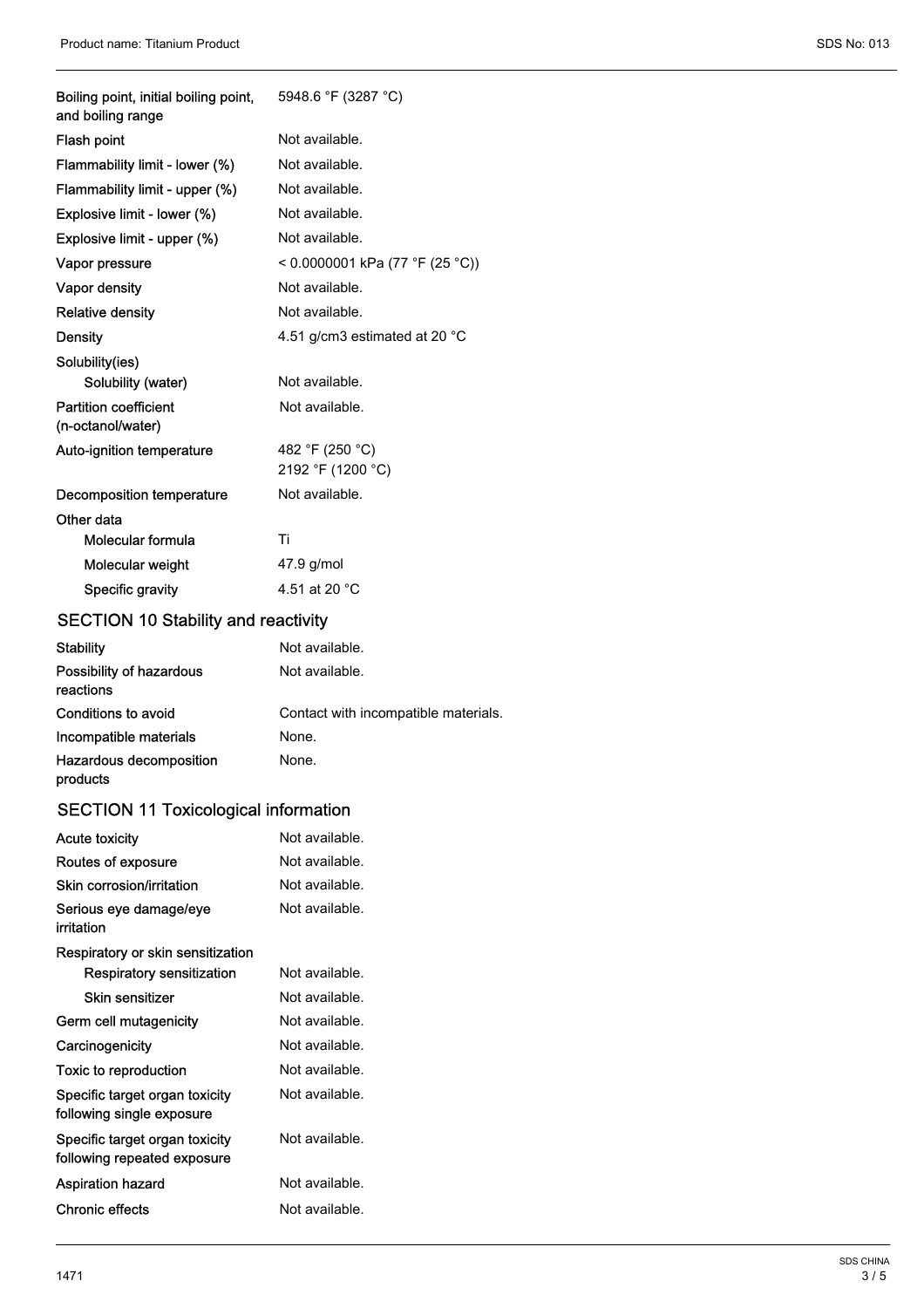| | |
|---|---|
| Boiling point, initial boiling point, and boiling range | 5948.6 °F (3287 °C) |
| Flash point | Not available. |
| Flammability limit - lower (%) | Not available. |
| Flammability limit - upper (%) | Not available. |
| Explosive limit - lower (%) | Not available. |
| Explosive limit - upper (%) | Not available. |
| Vapor pressure | < 0.0000001 kPa (77 °F (25 °C)) |
| Vapor density | Not available. |
| Relative density | Not available. |
| Density | 4.51 g/cm3 estimated at 20 °C |
| Solubility(ies) | |
| Solubility (water) | Not available. |
| Partition coefficient (n-octanol/water) | Not available. |
| Auto-ignition temperature | 482 °F (250 °C)<br>2192 °F (1200 °C) |
| Decomposition temperature | Not available. |
| Other data | |
| Molecular formula | Ti |
| Molecular weight | 47.9 g/mol |
| Specific gravity | 4.51 at 20 °C |

## SECTION 10 Stability and reactivity

| | |
|---|---|
| Stability | Not available. |
| Possibility of hazardous reactions | Not available. |
| Conditions to avoid | Contact with incompatible materials. |
| Incompatible materials | None. |
| Hazardous decomposition products | None. |

## SECTION 11 Toxicological information

| | |
|---|---|
| Acute toxicity | Not available. |
| Routes of exposure | Not available. |
| Skin corrosion/irritation | Not available. |
| Serious eye damage/eye irritation | Not available. |
| Respiratory or skin sensitization | |
| Respiratory sensitization | Not available. |
| Skin sensitizer | Not available. |
| Germ cell mutagenicity | Not available. |
| Carcinogenicity | Not available. |
| Toxic to reproduction | Not available. |
| Specific target organ toxicity following single exposure | Not available. |
| Specific target organ toxicity following repeated exposure | Not available. |
| Aspiration hazard | Not available. |
| Chronic effects | Not available. |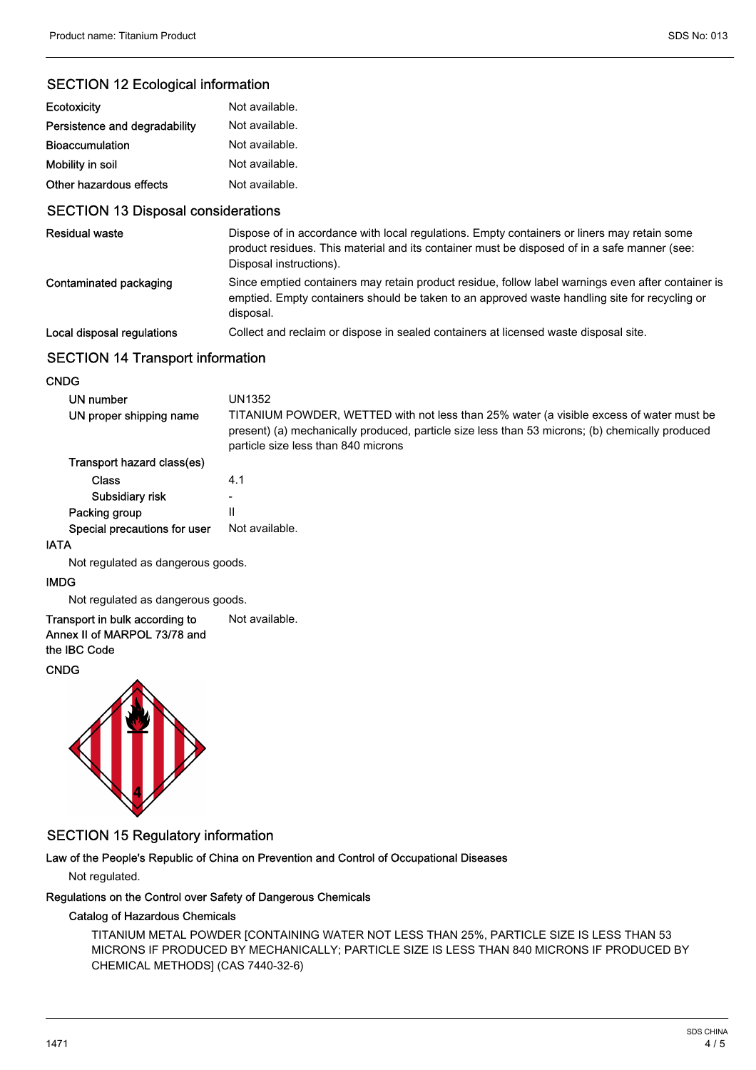## SECTION 12 Ecological information

| | |
|---|---|
| Ecotoxicity | Not available. |
| Persistence and degradability | Not available. |
| Bioaccumulation | Not available. |
| Mobility in soil | Not available. |
| Other hazardous effects | Not available. |

## SECTION 13 Disposal considerations

| | |
|---|---|
| Residual waste | Dispose of in accordance with local regulations. Empty containers or liners may retain some product residues. This material and its container must be disposed of in a safe manner (see: Disposal instructions). |
| Contaminated packaging | Since emptied containers may retain product residue, follow label warnings even after container is emptied. Empty containers should be taken to an approved waste handling site for recycling or disposal. |
| Local disposal regulations | Collect and reclaim or dispose in sealed containers at licensed waste disposal site. |

## SECTION 14 Transport information

**CNDG**

| | |
|---|---|
| UN number | UN1352 |
| UN proper shipping name | TITANIUM POWDER, WETTED with not less than 25% water (a visible excess of water must be present) (a) mechanically produced, particle size less than 53 microns; (b) chemically produced particle size less than 840 microns |
| Transport hazard class(es) | |
| Class | 4.1 |
| Subsidiary risk | - |
| Packing group | II |
| Special precautions for user | Not available. |

**IATA**

Not regulated as dangerous goods.

**IMDG**

Not regulated as dangerous goods.

| | |
|---|---|
| Transport in bulk according to Annex II of MARPOL 73/78 and the IBC Code | Not available. |

**CNDG**

## SECTION 15 Regulatory information

**Law of the People's Republic of China on Prevention and Control of Occupational Diseases**

Not regulated.

**Regulations on the Control over Safety of Dangerous Chemicals**

**Catalog of Hazardous Chemicals**

TITANIUM METAL POWDER [CONTAINING WATER NOT LESS THAN 25%, PARTICLE SIZE IS LESS THAN 53 MICRONS IF PRODUCED BY MECHANICALLY; PARTICLE SIZE IS LESS THAN 840 MICRONS IF PRODUCED BY CHEMICAL METHODS] (CAS 7440-32-6)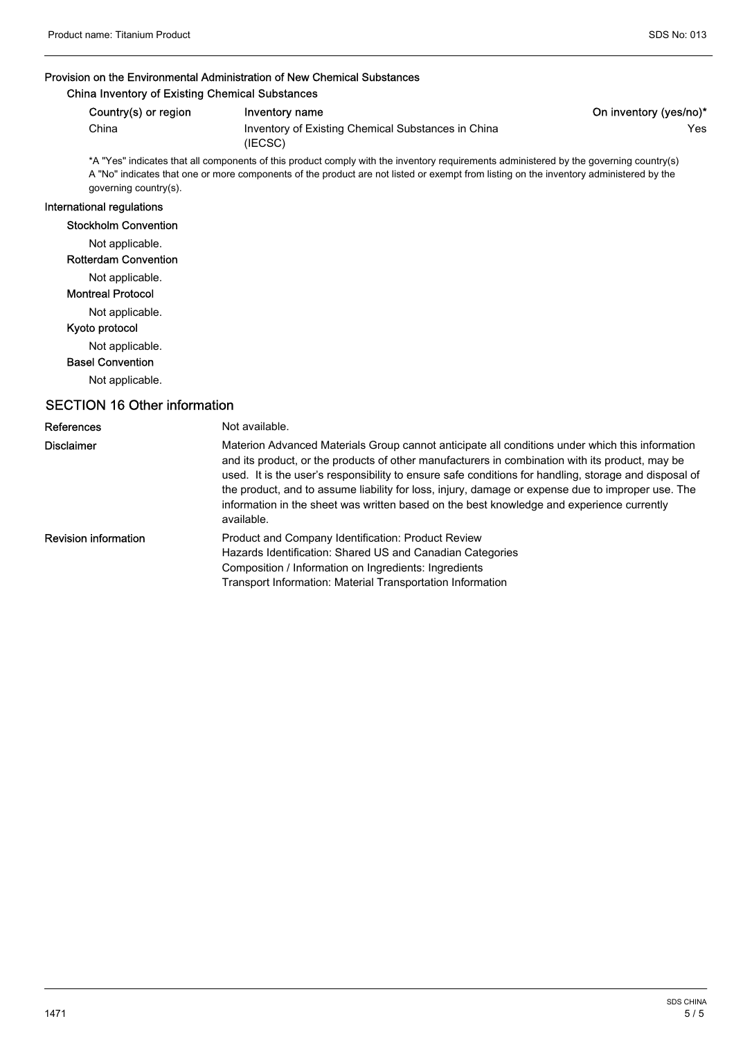### Provision on the Environmental Administration of New Chemical Substances

#### China Inventory of Existing Chemical Substances

| Country(s) or region | Inventory name | On inventory (yes/no)* |
|---|---|---|
| China | Inventory of Existing Chemical Substances in China (IECSC) | Yes |

*A "Yes" indicates that all components of this product comply with the inventory requirements administered by the governing country(s)
A "No" indicates that one or more components of the product are not listed or exempt from listing on the inventory administered by the governing country(s).

### International regulations

#### Stockholm Convention

Not applicable.

#### Rotterdam Convention

Not applicable.

#### Montreal Protocol

Not applicable.

#### Kyoto protocol

Not applicable.

#### Basel Convention

Not applicable.

## SECTION 16 Other information

**References**
Not available.

**Disclaimer**
Materion Advanced Materials Group cannot anticipate all conditions under which this information and its product, or the products of other manufacturers in combination with its product, may be used. It is the user's responsibility to ensure safe conditions for handling, storage and disposal of the product, and to assume liability for loss, injury, damage or expense due to improper use. The information in the sheet was written based on the best knowledge and experience currently available.

**Revision information**
Product and Company Identification: Product Review
Hazards Identification: Shared US and Canadian Categories
Composition / Information on Ingredients: Ingredients
Transport Information: Material Transportation Information